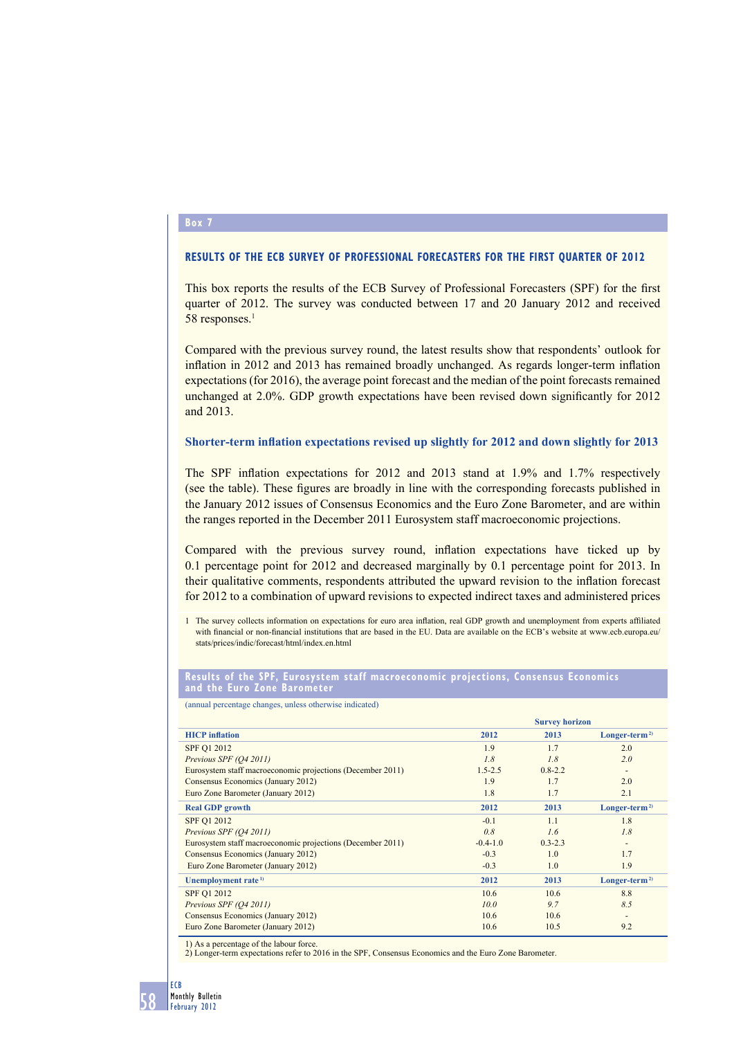Box 7

## RESULTS OF THE ECB SURVEY OF PROFESSIONAL FORECASTERS FOR THE FIRST QUARTER OF 2012

This box reports the results of the ECB Survey of Professional Forecasters (SPF) for the first quarter of 2012. The survey was conducted between 17 and 20 January 2012 and received 58 responses.[1]

Compared with the previous survey round, the latest results show that respondents' outlook for inflation in 2012 and 2013 has remained broadly unchanged. As regards longer-term inflation expectations (for 2016), the average point forecast and the median of the point forecasts remained unchanged at 2.0%. GDP growth expectations have been revised down significantly for 2012 and 2013.

### Shorter-term inflation expectations revised up slightly for 2012 and down slightly for 2013

The SPF inflation expectations for 2012 and 2013 stand at 1.9% and 1.7% respectively (see the table). These figures are broadly in line with the corresponding forecasts published in the January 2012 issues of Consensus Economics and the Euro Zone Barometer, and are within the ranges reported in the December 2011 Eurosystem staff macroeconomic projections.

Compared with the previous survey round, inflation expectations have ticked up by 0.1 percentage point for 2012 and decreased marginally by 0.1 percentage point for 2013. In their qualitative comments, respondents attributed the upward revision to the inflation forecast for 2012 to a combination of upward revisions to expected indirect taxes and administered prices

1 The survey collects information on expectations for euro area inflation, real GDP growth and unemployment from experts affiliated with financial or non-financial institutions that are based in the EU. Data are available on the ECB's website at www.ecb.europa.eu/stats/prices/indic/forecast/html/index.en.html

**Results of the SPF, Eurosystem staff macroeconomic projections, Consensus Economics and the Euro Zone Barometer**

(annual percentage changes, unless otherwise indicated)

| | Survey horizon | | |
|---|---|---|---|
| **HICP inflation** | **2012** | **2013** | **Longer-term[2)]** |
| SPF Q1 2012 | 1.9 | 1.7 | 2.0 |
| *Previous SPF (Q4 2011)* | *1.8* | *1.8* | *2.0* |
| Eurosystem staff macroeconomic projections (December 2011) | 1.5-2.5 | 0.8-2.2 | - |
| Consensus Economics (January 2012) | 1.9 | 1.7 | 2.0 |
| Euro Zone Barometer (January 2012) | 1.8 | 1.7 | 2.1 |
| **Real GDP growth** | **2012** | **2013** | **Longer-term[2)]** |
| SPF Q1 2012 | -0.1 | 1.1 | 1.8 |
| *Previous SPF (Q4 2011)* | *0.8* | *1.6* | *1.8* |
| Eurosystem staff macroeconomic projections (December 2011) | -0.4-1.0 | 0.3-2.3 | - |
| Consensus Economics (January 2012) | -0.3 | 1.0 | 1.7 |
| Euro Zone Barometer (January 2012) | -0.3 | 1.0 | 1.9 |
| **Unemployment rate[1)]** | **2012** | **2013** | **Longer-term[2)]** |
| SPF Q1 2012 | 10.6 | 10.6 | 8.8 |
| *Previous SPF (Q4 2011)* | *10.0* | *9.7* | *8.5* |
| Consensus Economics (January 2012) | 10.6 | 10.6 | - |
| Euro Zone Barometer (January 2012) | 10.6 | 10.5 | 9.2 |

1) As a percentage of the labour force.
2) Longer-term expectations refer to 2016 in the SPF, Consensus Economics and the Euro Zone Barometer.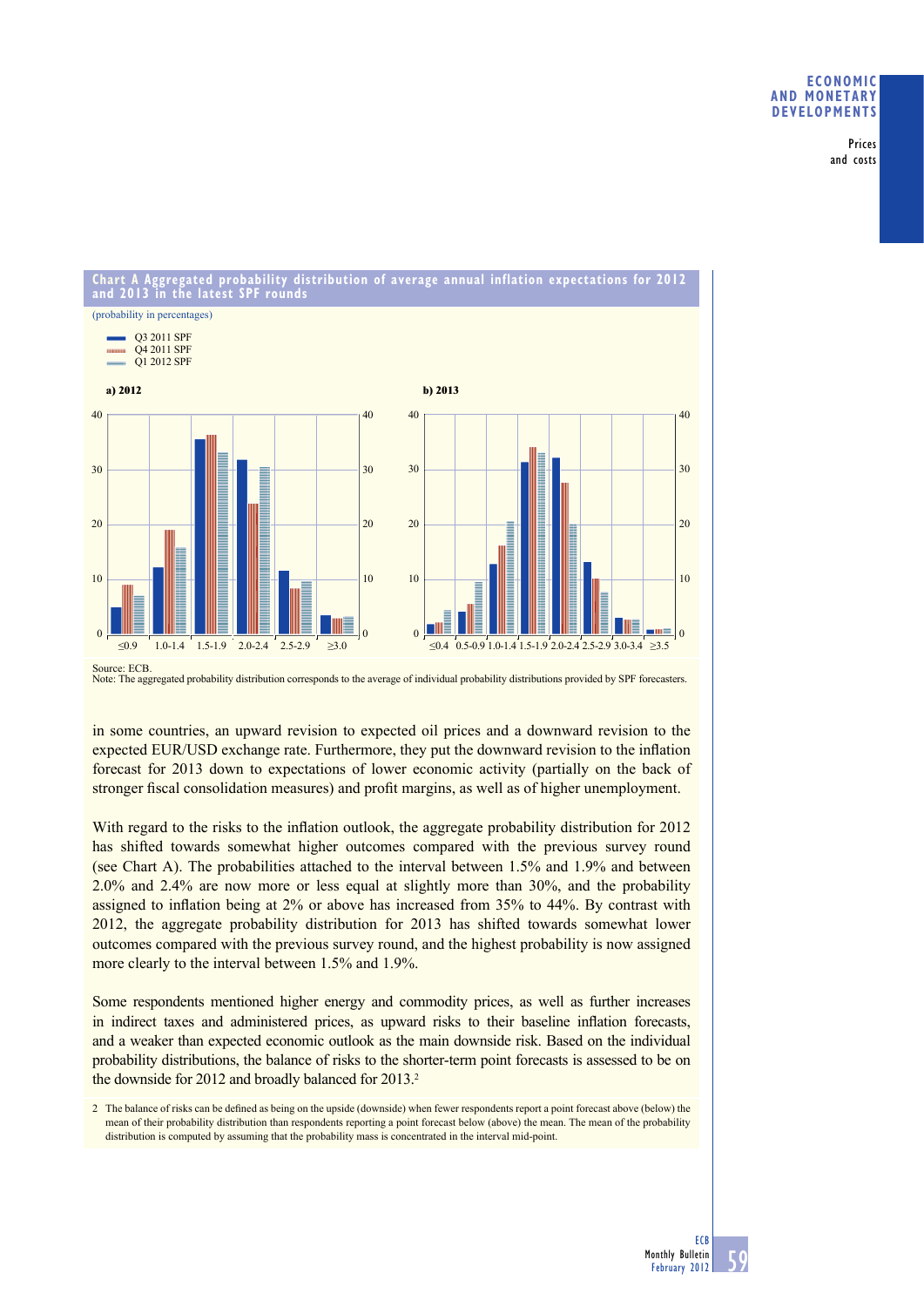**Chart A Aggregated probability distribution of average annual inflation expectations for 2012 and 2013 in the latest SPF rounds**

(probability in percentages)

- Q3 2011 SPF
- Q4 2011 SPF
- Q1 2012 SPF

**a) 2012**

**b) 2013**

Source: ECB.
Note: The aggregated probability distribution corresponds to the average of individual probability distributions provided by SPF forecasters.

in some countries, an upward revision to expected oil prices and a downward revision to the expected EUR/USD exchange rate. Furthermore, they put the downward revision to the inflation forecast for 2013 down to expectations of lower economic activity (partially on the back of stronger fiscal consolidation measures) and profit margins, as well as of higher unemployment.

With regard to the risks to the inflation outlook, the aggregate probability distribution for 2012 has shifted towards somewhat higher outcomes compared with the previous survey round (see Chart A). The probabilities attached to the interval between 1.5% and 1.9% and between 2.0% and 2.4% are now more or less equal at slightly more than 30%, and the probability assigned to inflation being at 2% or above has increased from 35% to 44%. By contrast with 2012, the aggregate probability distribution for 2013 has shifted towards somewhat lower outcomes compared with the previous survey round, and the highest probability is now assigned more clearly to the interval between 1.5% and 1.9%.

Some respondents mentioned higher energy and commodity prices, as well as further increases in indirect taxes and administered prices, as upward risks to their baseline inflation forecasts, and a weaker than expected economic outlook as the main downside risk. Based on the individual probability distributions, the balance of risks to the shorter-term point forecasts is assessed to be on the downside for 2012 and broadly balanced for 2013.[2]

2 The balance of risks can be defined as being on the upside (downside) when fewer respondents report a point forecast above (below) the mean of their probability distribution than respondents reporting a point forecast below (above) the mean. The mean of the probability distribution is computed by assuming that the probability mass is concentrated in the interval mid-point.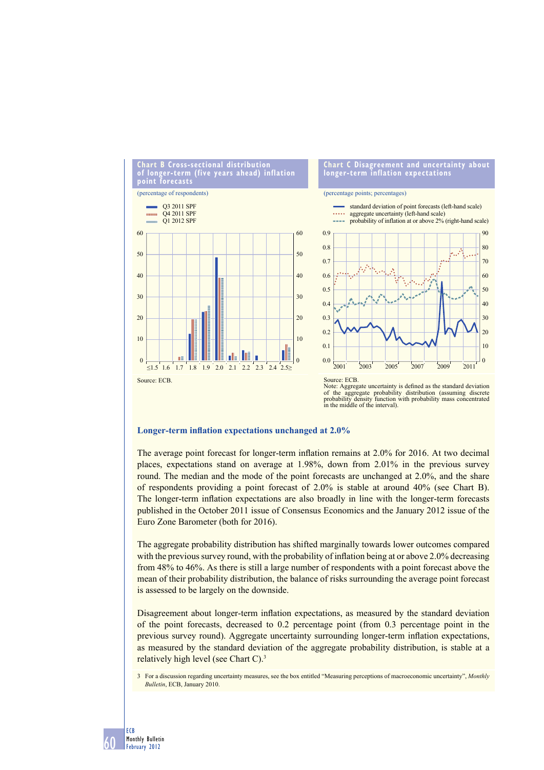**Chart B Cross-sectional distribution of longer-term (five years ahead) inflation point forecasts**

(percentage of respondents)

Source: ECB.

**Chart C Disagreement and uncertainty about longer-term inflation expectations**

(percentage points; percentages)

Source: ECB.
Note: Aggregate uncertainty is defined as the standard deviation of the aggregate probability distribution (assuming discrete probability density function with probability mass concentrated in the middle of the interval).

### Longer-term inflation expectations unchanged at 2.0%

The average point forecast for longer-term inflation remains at 2.0% for 2016. At two decimal places, expectations stand on average at 1.98%, down from 2.01% in the previous survey round. The median and the mode of the point forecasts are unchanged at 2.0%, and the share of respondents providing a point forecast of 2.0% is stable at around 40% (see Chart B). The longer-term inflation expectations are also broadly in line with the longer-term forecasts published in the October 2011 issue of Consensus Economics and the January 2012 issue of the Euro Zone Barometer (both for 2016).

The aggregate probability distribution has shifted marginally towards lower outcomes compared with the previous survey round, with the probability of inflation being at or above 2.0% decreasing from 48% to 46%. As there is still a large number of respondents with a point forecast above the mean of their probability distribution, the balance of risks surrounding the average point forecast is assessed to be largely on the downside.

Disagreement about longer-term inflation expectations, as measured by the standard deviation of the point forecasts, decreased to 0.2 percentage point (from 0.3 percentage point in the previous survey round). Aggregate uncertainty surrounding longer-term inflation expectations, as measured by the standard deviation of the aggregate probability distribution, is stable at a relatively high level (see Chart C).[3]

3 For a discussion regarding uncertainty measures, see the box entitled "Measuring perceptions of macroeconomic uncertainty", *Monthly Bulletin*, ECB, January 2010.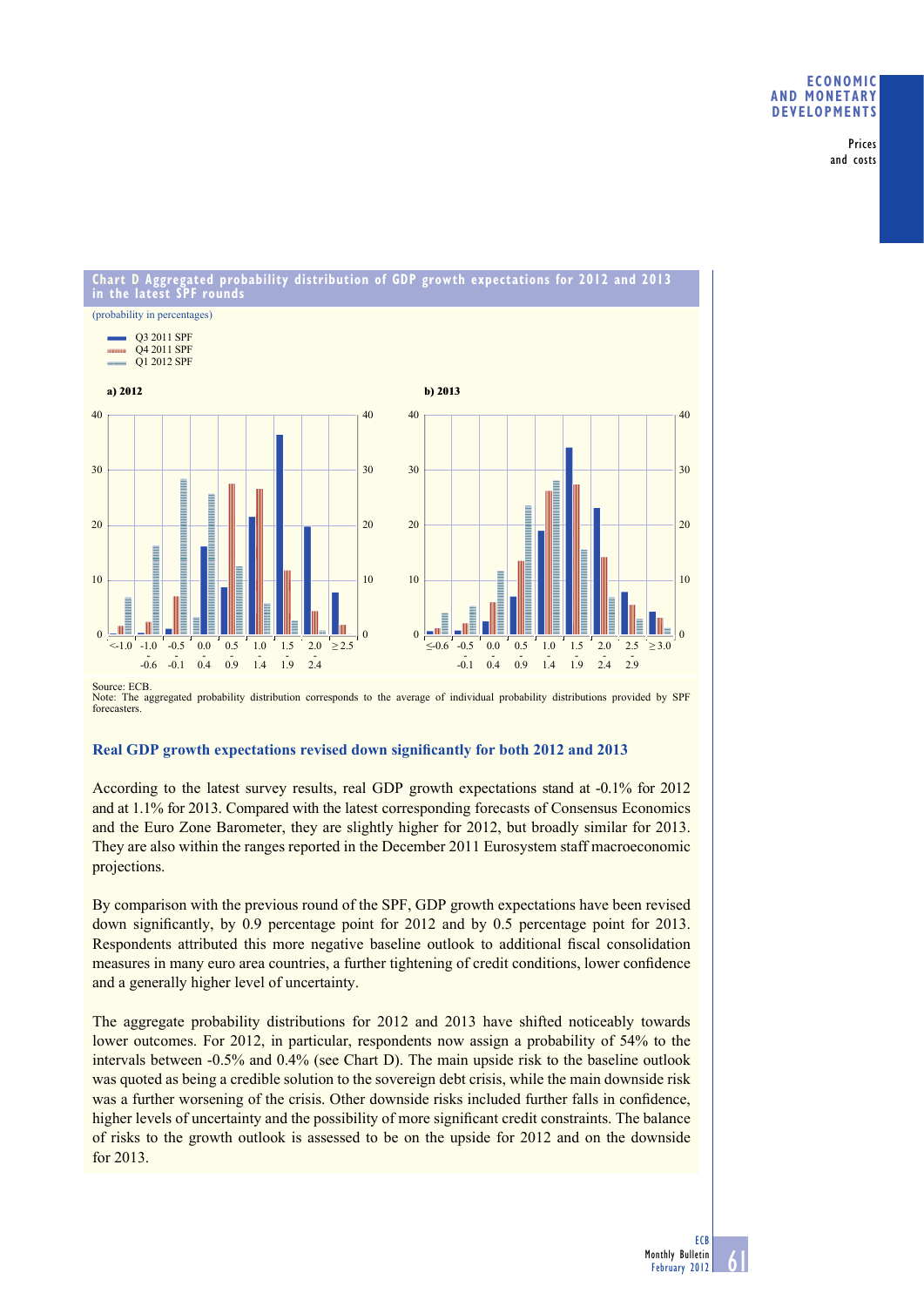**Chart D Aggregated probability distribution of GDP growth expectations for 2012 and 2013 in the latest SPF rounds**

(probability in percentages)

Source: ECB.
Note: The aggregated probability distribution corresponds to the average of individual probability distributions provided by SPF forecasters.

### Real GDP growth expectations revised down significantly for both 2012 and 2013

According to the latest survey results, real GDP growth expectations stand at -0.1% for 2012 and at 1.1% for 2013. Compared with the latest corresponding forecasts of Consensus Economics and the Euro Zone Barometer, they are slightly higher for 2012, but broadly similar for 2013. They are also within the ranges reported in the December 2011 Eurosystem staff macroeconomic projections.

By comparison with the previous round of the SPF, GDP growth expectations have been revised down significantly, by 0.9 percentage point for 2012 and by 0.5 percentage point for 2013. Respondents attributed this more negative baseline outlook to additional fiscal consolidation measures in many euro area countries, a further tightening of credit conditions, lower confidence and a generally higher level of uncertainty.

The aggregate probability distributions for 2012 and 2013 have shifted noticeably towards lower outcomes. For 2012, in particular, respondents now assign a probability of 54% to the intervals between -0.5% and 0.4% (see Chart D). The main upside risk to the baseline outlook was quoted as being a credible solution to the sovereign debt crisis, while the main downside risk was a further worsening of the crisis. Other downside risks included further falls in confidence, higher levels of uncertainty and the possibility of more significant credit constraints. The balance of risks to the growth outlook is assessed to be on the upside for 2012 and on the downside for 2013.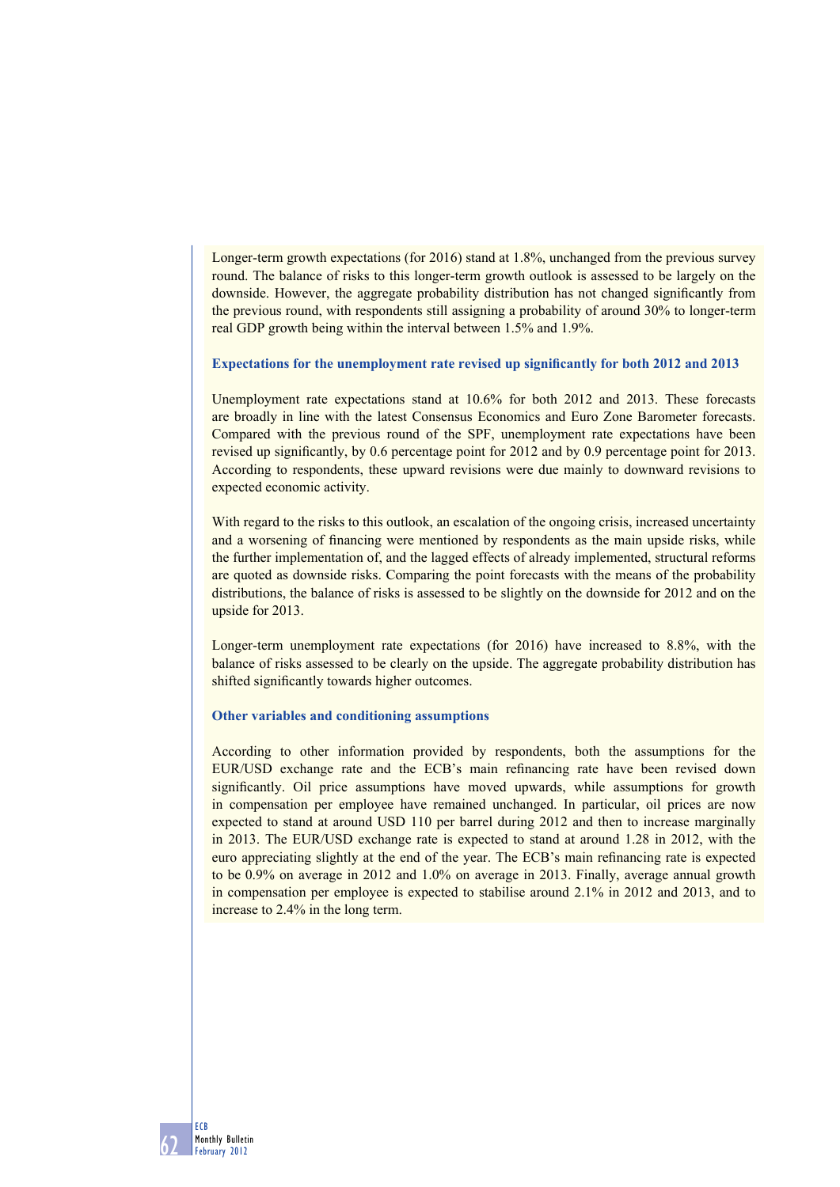Longer-term growth expectations (for 2016) stand at 1.8%, unchanged from the previous survey round. The balance of risks to this longer-term growth outlook is assessed to be largely on the downside. However, the aggregate probability distribution has not changed significantly from the previous round, with respondents still assigning a probability of around 30% to longer-term real GDP growth being within the interval between 1.5% and 1.9%.

### Expectations for the unemployment rate revised up significantly for both 2012 and 2013

Unemployment rate expectations stand at 10.6% for both 2012 and 2013. These forecasts are broadly in line with the latest Consensus Economics and Euro Zone Barometer forecasts. Compared with the previous round of the SPF, unemployment rate expectations have been revised up significantly, by 0.6 percentage point for 2012 and by 0.9 percentage point for 2013. According to respondents, these upward revisions were due mainly to downward revisions to expected economic activity.

With regard to the risks to this outlook, an escalation of the ongoing crisis, increased uncertainty and a worsening of financing were mentioned by respondents as the main upside risks, while the further implementation of, and the lagged effects of already implemented, structural reforms are quoted as downside risks. Comparing the point forecasts with the means of the probability distributions, the balance of risks is assessed to be slightly on the downside for 2012 and on the upside for 2013.

Longer-term unemployment rate expectations (for 2016) have increased to 8.8%, with the balance of risks assessed to be clearly on the upside. The aggregate probability distribution has shifted significantly towards higher outcomes.

### Other variables and conditioning assumptions

According to other information provided by respondents, both the assumptions for the EUR/USD exchange rate and the ECB's main refinancing rate have been revised down significantly. Oil price assumptions have moved upwards, while assumptions for growth in compensation per employee have remained unchanged. In particular, oil prices are now expected to stand at around USD 110 per barrel during 2012 and then to increase marginally in 2013. The EUR/USD exchange rate is expected to stand at around 1.28 in 2012, with the euro appreciating slightly at the end of the year. The ECB's main refinancing rate is expected to be 0.9% on average in 2012 and 1.0% on average in 2013. Finally, average annual growth in compensation per employee is expected to stabilise around 2.1% in 2012 and 2013, and to increase to 2.4% in the long term.